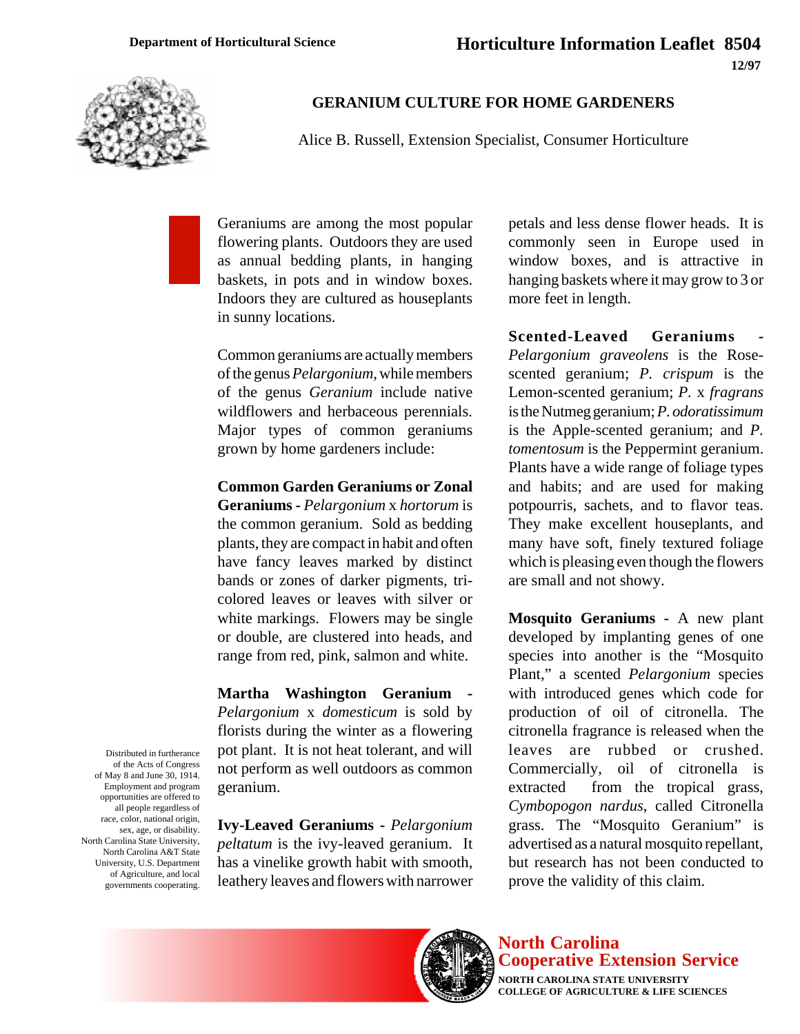Department of Horticultural Science

Horticulture Information Leaflet 8504

12/97

# GERANIUM CULTURE FOR HOME GARDENERS

Alice B. Russell, Extension Specialist, Consumer Horticulture

Geraniums are among the most popular flowering plants. Outdoors they are used as annual bedding plants, in hanging baskets, in pots and in window boxes. Indoors they are cultured as houseplants in sunny locations.

Common geraniums are actually members of the genus *Pelargonium,* while members of the genus *Geranium* include native wildflowers and herbaceous perennials. Major types of common geraniums grown by home gardeners include:

**Common Garden Geraniums or Zonal Geraniums -** *Pelargonium* x *hortorum* is the common geranium. Sold as bedding plants, they are compact in habit and often have fancy leaves marked by distinct bands or zones of darker pigments, tri-colored leaves or leaves with silver or white markings. Flowers may be single or double, are clustered into heads, and range from red, pink, salmon and white.

**Martha Washington Geranium -** *Pelargonium* x *domesticum* is sold by florists during the winter as a flowering pot plant. It is not heat tolerant, and will not perform as well outdoors as common geranium.

**Ivy-Leaved Geraniums -** *Pelargonium peltatum* is the ivy-leaved geranium. It has a vinelike growth habit with smooth, leathery leaves and flowers with narrower petals and less dense flower heads. It is commonly seen in Europe used in window boxes, and is attractive in hanging baskets where it may grow to 3 or more feet in length.

**Scented-Leaved Geraniums -** *Pelargonium graveolens* is the Rose-scented geranium; *P. crispum* is the Lemon-scented geranium; *P.* x *fragrans* is the Nutmeg geranium; *P. odoratissimum* is the Apple-scented geranium; and *P. tomentosum* is the Peppermint geranium. Plants have a wide range of foliage types and habits; and are used for making potpourris, sachets, and to flavor teas. They make excellent houseplants, and many have soft, finely textured foliage which is pleasing even though the flowers are small and not showy.

**Mosquito Geraniums -** A new plant developed by implanting genes of one species into another is the "Mosquito Plant," a scented *Pelargonium* species with introduced genes which code for production of oil of citronella. The citronella fragrance is released when the leaves are rubbed or crushed. Commercially, oil of citronella is extracted from the tropical grass, *Cymbopogon nardus*, called Citronella grass. The "Mosquito Geranium" is advertised as a natural mosquito repellant, but research has not been conducted to prove the validity of this claim.

Distributed in furtherance of the Acts of Congress of May 8 and June 30, 1914. Employment and program opportunities are offered to all people regardless of race, color, national origin, sex, age, or disability. North Carolina State University, North Carolina A&T State University, U.S. Department of Agriculture, and local governments cooperating.

North Carolina Cooperative Extension Service
NORTH CAROLINA STATE UNIVERSITY
COLLEGE OF AGRICULTURE & LIFE SCIENCES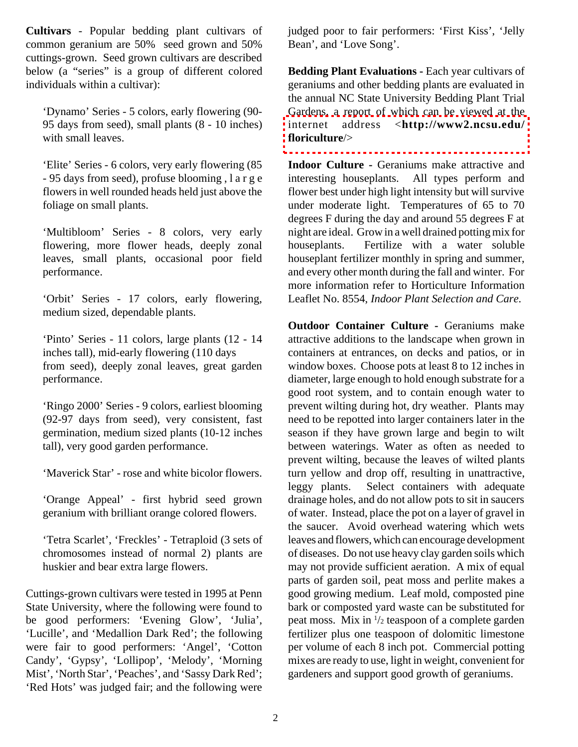**Cultivars** - Popular bedding plant cultivars of common geranium are 50% seed grown and 50% cuttings-grown. Seed grown cultivars are described below (a "series" is a group of different colored individuals within a cultivar):

'Dynamo' Series - 5 colors, early flowering (90-95 days from seed), small plants (8 - 10 inches) with small leaves.

'Elite' Series - 6 colors, very early flowering (85 - 95 days from seed), profuse blooming , large flowers in well rounded heads held just above the foliage on small plants.

'Multibloom' Series - 8 colors, very early flowering, more flower heads, deeply zonal leaves, small plants, occasional poor field performance.

'Orbit' Series - 17 colors, early flowering, medium sized, dependable plants.

'Pinto' Series - 11 colors, large plants (12 - 14 inches tall), mid-early flowering (110 days from seed), deeply zonal leaves, great garden performance.

'Ringo 2000' Series - 9 colors, earliest blooming (92-97 days from seed), very consistent, fast germination, medium sized plants (10-12 inches tall), very good garden performance.

'Maverick Star' - rose and white bicolor flowers.

'Orange Appeal' - first hybrid seed grown geranium with brilliant orange colored flowers.

'Tetra Scarlet', 'Freckles' - Tetraploid (3 sets of chromosomes instead of normal 2) plants are huskier and bear extra large flowers.

Cuttings-grown cultivars were tested in 1995 at Penn State University, where the following were found to be good performers: 'Evening Glow', 'Julia', 'Lucille', and 'Medallion Dark Red'; the following were fair to good performers: 'Angel', 'Cotton Candy', 'Gypsy', 'Lollipop', 'Melody', 'Morning Mist', 'North Star', 'Peaches', and 'Sassy Dark Red'; 'Red Hots' was judged fair; and the following were judged poor to fair performers: 'First Kiss', 'Jelly Bean', and 'Love Song'.

**Bedding Plant Evaluations -** Each year cultivars of geraniums and other bedding plants are evaluated in the annual NC State University Bedding Plant Trial Gardens, a report of which can be viewed at the internet address <**http://www2.ncsu.edu/floriculture**/>

**Indoor Culture -** Geraniums make attractive and interesting houseplants. All types perform and flower best under high light intensity but will survive under moderate light. Temperatures of 65 to 70 degrees F during the day and around 55 degrees F at night are ideal. Grow in a well drained potting mix for houseplants. Fertilize with a water soluble houseplant fertilizer monthly in spring and summer, and every other month during the fall and winter. For more information refer to Horticulture Information Leaflet No. 8554, *Indoor Plant Selection and Care.*

**Outdoor Container Culture -** Geraniums make attractive additions to the landscape when grown in containers at entrances, on decks and patios, or in window boxes. Choose pots at least 8 to 12 inches in diameter, large enough to hold enough substrate for a good root system, and to contain enough water to prevent wilting during hot, dry weather. Plants may need to be repotted into larger containers later in the season if they have grown large and begin to wilt between waterings. Water as often as needed to prevent wilting, because the leaves of wilted plants turn yellow and drop off, resulting in unattractive, leggy plants. Select containers with adequate drainage holes, and do not allow pots to sit in saucers of water. Instead, place the pot on a layer of gravel in the saucer. Avoid overhead watering which wets leaves and flowers, which can encourage development of diseases. Do not use heavy clay garden soils which may not provide sufficient aeration. A mix of equal parts of garden soil, peat moss and perlite makes a good growing medium. Leaf mold, composted pine bark or composted yard waste can be substituted for peat moss. Mix in 1/2 teaspoon of a complete garden fertilizer plus one teaspoon of dolomitic limestone per volume of each 8 inch pot. Commercial potting mixes are ready to use, light in weight, convenient for gardeners and support good growth of geraniums.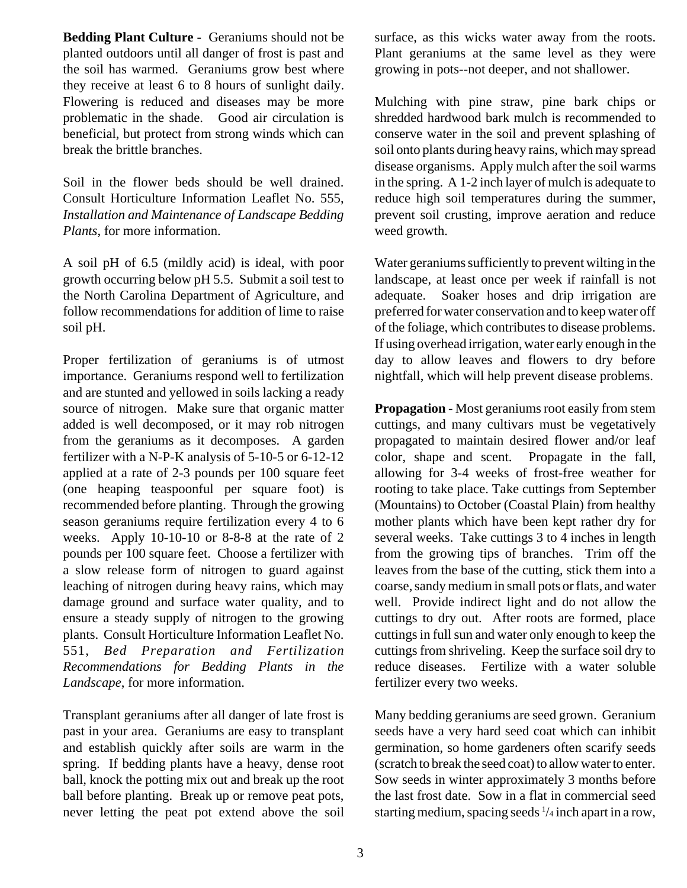**Bedding Plant Culture** - Geraniums should not be planted outdoors until all danger of frost is past and the soil has warmed. Geraniums grow best where they receive at least 6 to 8 hours of sunlight daily. Flowering is reduced and diseases may be more problematic in the shade. Good air circulation is beneficial, but protect from strong winds which can break the brittle branches.

Soil in the flower beds should be well drained. Consult Horticulture Information Leaflet No. 555, *Installation and Maintenance of Landscape Bedding Plants*, for more information.

A soil pH of 6.5 (mildly acid) is ideal, with poor growth occurring below pH 5.5. Submit a soil test to the North Carolina Department of Agriculture, and follow recommendations for addition of lime to raise soil pH.

Proper fertilization of geraniums is of utmost importance. Geraniums respond well to fertilization and are stunted and yellowed in soils lacking a ready source of nitrogen. Make sure that organic matter added is well decomposed, or it may rob nitrogen from the geraniums as it decomposes. A garden fertilizer with a N-P-K analysis of 5-10-5 or 6-12-12 applied at a rate of 2-3 pounds per 100 square feet (one heaping teaspoonful per square foot) is recommended before planting. Through the growing season geraniums require fertilization every 4 to 6 weeks. Apply 10-10-10 or 8-8-8 at the rate of 2 pounds per 100 square feet. Choose a fertilizer with a slow release form of nitrogen to guard against leaching of nitrogen during heavy rains, which may damage ground and surface water quality, and to ensure a steady supply of nitrogen to the growing plants. Consult Horticulture Information Leaflet No. 551, *Bed Preparation and Fertilization Recommendations for Bedding Plants in the Landscape*, for more information.

Transplant geraniums after all danger of late frost is past in your area. Geraniums are easy to transplant and establish quickly after soils are warm in the spring. If bedding plants have a heavy, dense root ball, knock the potting mix out and break up the root ball before planting. Break up or remove peat pots, never letting the peat pot extend above the soil surface, as this wicks water away from the roots. Plant geraniums at the same level as they were growing in pots--not deeper, and not shallower.

Mulching with pine straw, pine bark chips or shredded hardwood bark mulch is recommended to conserve water in the soil and prevent splashing of soil onto plants during heavy rains, which may spread disease organisms. Apply mulch after the soil warms in the spring. A 1-2 inch layer of mulch is adequate to reduce high soil temperatures during the summer, prevent soil crusting, improve aeration and reduce weed growth.

Water geraniums sufficiently to prevent wilting in the landscape, at least once per week if rainfall is not adequate. Soaker hoses and drip irrigation are preferred for water conservation and to keep water off of the foliage, which contributes to disease problems. If using overhead irrigation, water early enough in the day to allow leaves and flowers to dry before nightfall, which will help prevent disease problems.

**Propagation** - Most geraniums root easily from stem cuttings, and many cultivars must be vegetatively propagated to maintain desired flower and/or leaf color, shape and scent. Propagate in the fall, allowing for 3-4 weeks of frost-free weather for rooting to take place. Take cuttings from September (Mountains) to October (Coastal Plain) from healthy mother plants which have been kept rather dry for several weeks. Take cuttings 3 to 4 inches in length from the growing tips of branches. Trim off the leaves from the base of the cutting, stick them into a coarse, sandy medium in small pots or flats, and water well. Provide indirect light and do not allow the cuttings to dry out. After roots are formed, place cuttings in full sun and water only enough to keep the cuttings from shriveling. Keep the surface soil dry to reduce diseases. Fertilize with a water soluble fertilizer every two weeks.

Many bedding geraniums are seed grown. Geranium seeds have a very hard seed coat which can inhibit germination, so home gardeners often scarify seeds (scratch to break the seed coat) to allow water to enter. Sow seeds in winter approximately 3 months before the last frost date. Sow in a flat in commercial seed starting medium, spacing seeds 1/4 inch apart in a row,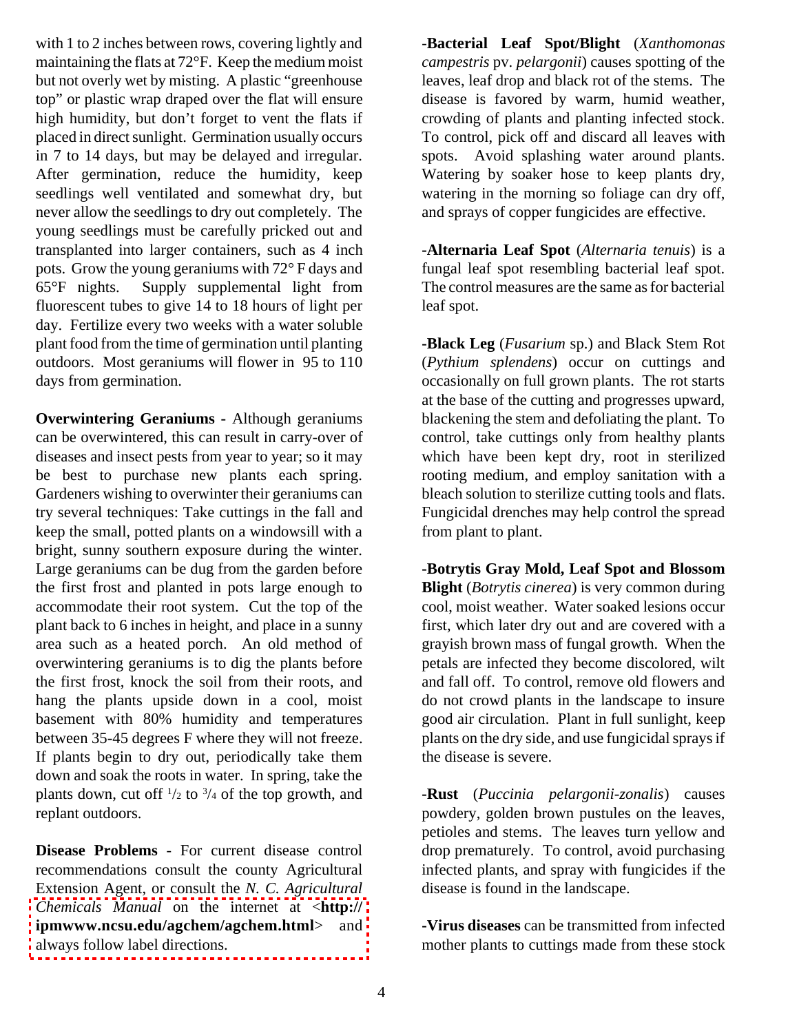with 1 to 2 inches between rows, covering lightly and maintaining the flats at 72°F. Keep the medium moist but not overly wet by misting. A plastic "greenhouse top" or plastic wrap draped over the flat will ensure high humidity, but don't forget to vent the flats if placed in direct sunlight. Germination usually occurs in 7 to 14 days, but may be delayed and irregular. After germination, reduce the humidity, keep seedlings well ventilated and somewhat dry, but never allow the seedlings to dry out completely. The young seedlings must be carefully pricked out and transplanted into larger containers, such as 4 inch pots. Grow the young geraniums with 72° F days and 65°F nights. Supply supplemental light from fluorescent tubes to give 14 to 18 hours of light per day. Fertilize every two weeks with a water soluble plant food from the time of germination until planting outdoors. Most geraniums will flower in 95 to 110 days from germination.

**Overwintering Geraniums -** Although geraniums can be overwintered, this can result in carry-over of diseases and insect pests from year to year; so it may be best to purchase new plants each spring. Gardeners wishing to overwinter their geraniums can try several techniques: Take cuttings in the fall and keep the small, potted plants on a windowsill with a bright, sunny southern exposure during the winter. Large geraniums can be dug from the garden before the first frost and planted in pots large enough to accommodate their root system. Cut the top of the plant back to 6 inches in height, and place in a sunny area such as a heated porch. An old method of overwintering geraniums is to dig the plants before the first frost, knock the soil from their roots, and hang the plants upside down in a cool, moist basement with 80% humidity and temperatures between 35-45 degrees F where they will not freeze. If plants begin to dry out, periodically take them down and soak the roots in water. In spring, take the plants down, cut off 1/2 to 3/4 of the top growth, and replant outdoors.

**Disease Problems** - For current disease control recommendations consult the county Agricultural Extension Agent, or consult the *N. C. Agricultural Chemicals Manual* on the internet at <**http://ipmwww.ncsu.edu/agchem/agchem.html**> and always follow label directions.

-**Bacterial Leaf Spot/Blight** (*Xanthomonas campestris* pv. *pelargonii*) causes spotting of the leaves, leaf drop and black rot of the stems. The disease is favored by warm, humid weather, crowding of plants and planting infected stock. To control, pick off and discard all leaves with spots. Avoid splashing water around plants. Watering by soaker hose to keep plants dry, watering in the morning so foliage can dry off, and sprays of copper fungicides are effective.

-**Alternaria Leaf Spot** (*Alternaria tenuis*) is a fungal leaf spot resembling bacterial leaf spot. The control measures are the same as for bacterial leaf spot.

-**Black Leg** (*Fusarium* sp.) and Black Stem Rot (*Pythium splendens*) occur on cuttings and occasionally on full grown plants. The rot starts at the base of the cutting and progresses upward, blackening the stem and defoliating the plant. To control, take cuttings only from healthy plants which have been kept dry, root in sterilized rooting medium, and employ sanitation with a bleach solution to sterilize cutting tools and flats. Fungicidal drenches may help control the spread from plant to plant.

-**Botrytis Gray Mold, Leaf Spot and Blossom Blight** (*Botrytis cinerea*) is very common during cool, moist weather. Water soaked lesions occur first, which later dry out and are covered with a grayish brown mass of fungal growth. When the petals are infected they become discolored, wilt and fall off. To control, remove old flowers and do not crowd plants in the landscape to insure good air circulation. Plant in full sunlight, keep plants on the dry side, and use fungicidal sprays if the disease is severe.

-**Rust** (*Puccinia pelargonii-zonalis*) causes powdery, golden brown pustules on the leaves, petioles and stems. The leaves turn yellow and drop prematurely. To control, avoid purchasing infected plants, and spray with fungicides if the disease is found in the landscape.

-**Virus diseases** can be transmitted from infected mother plants to cuttings made from these stock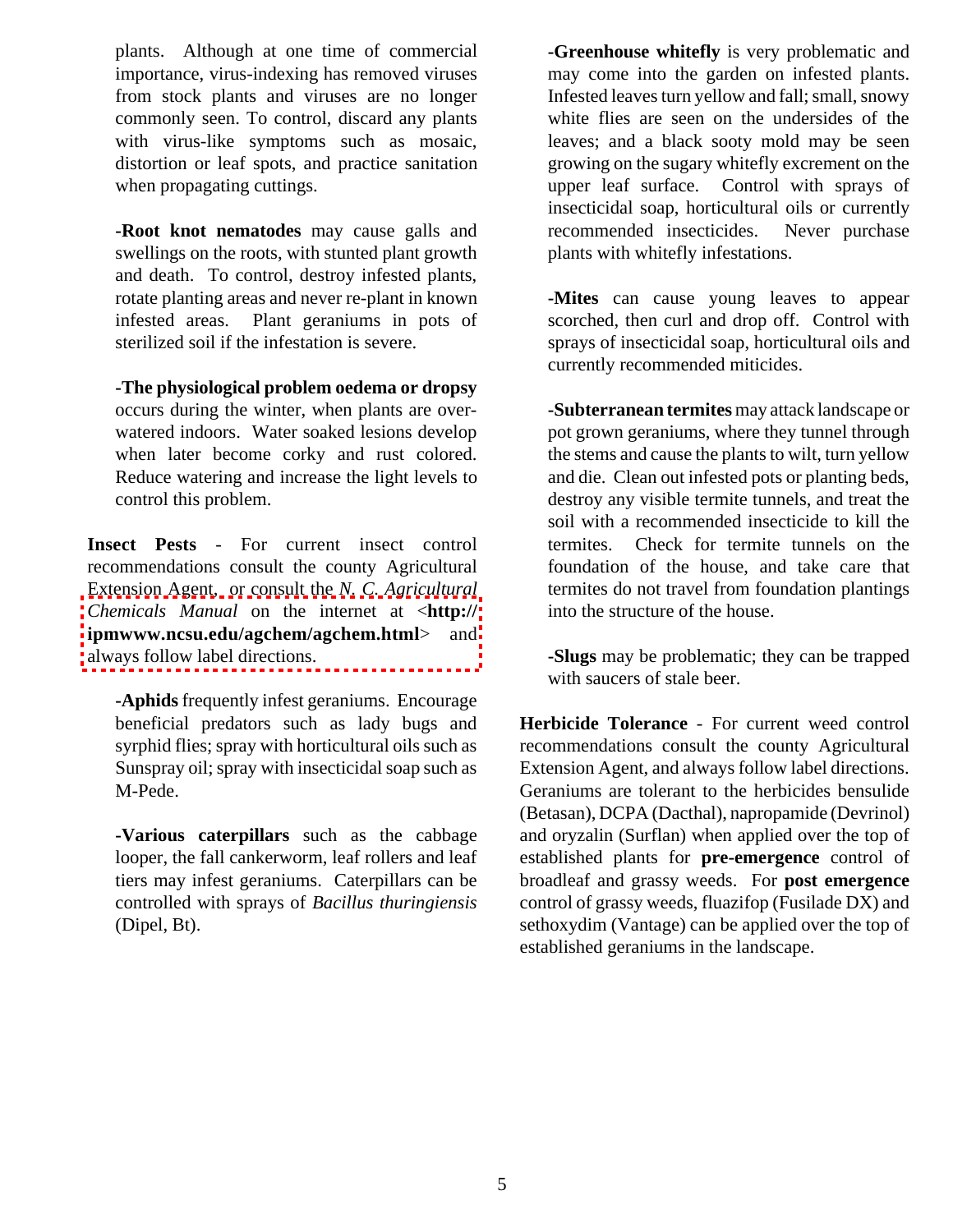plants. Although at one time of commercial importance, virus-indexing has removed viruses from stock plants and viruses are no longer commonly seen. To control, discard any plants with virus-like symptoms such as mosaic, distortion or leaf spots, and practice sanitation when propagating cuttings.

**-Root knot nematodes** may cause galls and swellings on the roots, with stunted plant growth and death. To control, destroy infested plants, rotate planting areas and never re-plant in known infested areas. Plant geraniums in pots of sterilized soil if the infestation is severe.

**-The physiological problem oedema or dropsy** occurs during the winter, when plants are over-watered indoors. Water soaked lesions develop when later become corky and rust colored. Reduce watering and increase the light levels to control this problem.

**Insect Pests** - For current insect control recommendations consult the county Agricultural Extension Agent, or consult the *N. C. Agricultural Chemicals Manual* on the internet at <**http://ipmwww.ncsu.edu/agchem/agchem.html**> and always follow label directions.

**-Aphids** frequently infest geraniums. Encourage beneficial predators such as lady bugs and syrphid flies; spray with horticultural oils such as Sunspray oil; spray with insecticidal soap such as M-Pede.

**-Various caterpillars** such as the cabbage looper, the fall cankerworm, leaf rollers and leaf tiers may infest geraniums. Caterpillars can be controlled with sprays of *Bacillus thuringiensis* (Dipel, Bt).

**-Greenhouse whitefly** is very problematic and may come into the garden on infested plants. Infested leaves turn yellow and fall; small, snowy white flies are seen on the undersides of the leaves; and a black sooty mold may be seen growing on the sugary whitefly excrement on the upper leaf surface. Control with sprays of insecticidal soap, horticultural oils or currently recommended insecticides. Never purchase plants with whitefly infestations.

**-Mites** can cause young leaves to appear scorched, then curl and drop off. Control with sprays of insecticidal soap, horticultural oils and currently recommended miticides.

**-Subterranean termites** may attack landscape or pot grown geraniums, where they tunnel through the stems and cause the plants to wilt, turn yellow and die. Clean out infested pots or planting beds, destroy any visible termite tunnels, and treat the soil with a recommended insecticide to kill the termites. Check for termite tunnels on the foundation of the house, and take care that termites do not travel from foundation plantings into the structure of the house.

**-Slugs** may be problematic; they can be trapped with saucers of stale beer.

**Herbicide Tolerance** - For current weed control recommendations consult the county Agricultural Extension Agent, and always follow label directions. Geraniums are tolerant to the herbicides bensulide (Betasan), DCPA (Dacthal), napropamide (Devrinol) and oryzalin (Surflan) when applied over the top of established plants for **pre-emergence** control of broadleaf and grassy weeds. For **post emergence** control of grassy weeds, fluazifop (Fusilade DX) and sethoxydim (Vantage) can be applied over the top of established geraniums in the landscape.